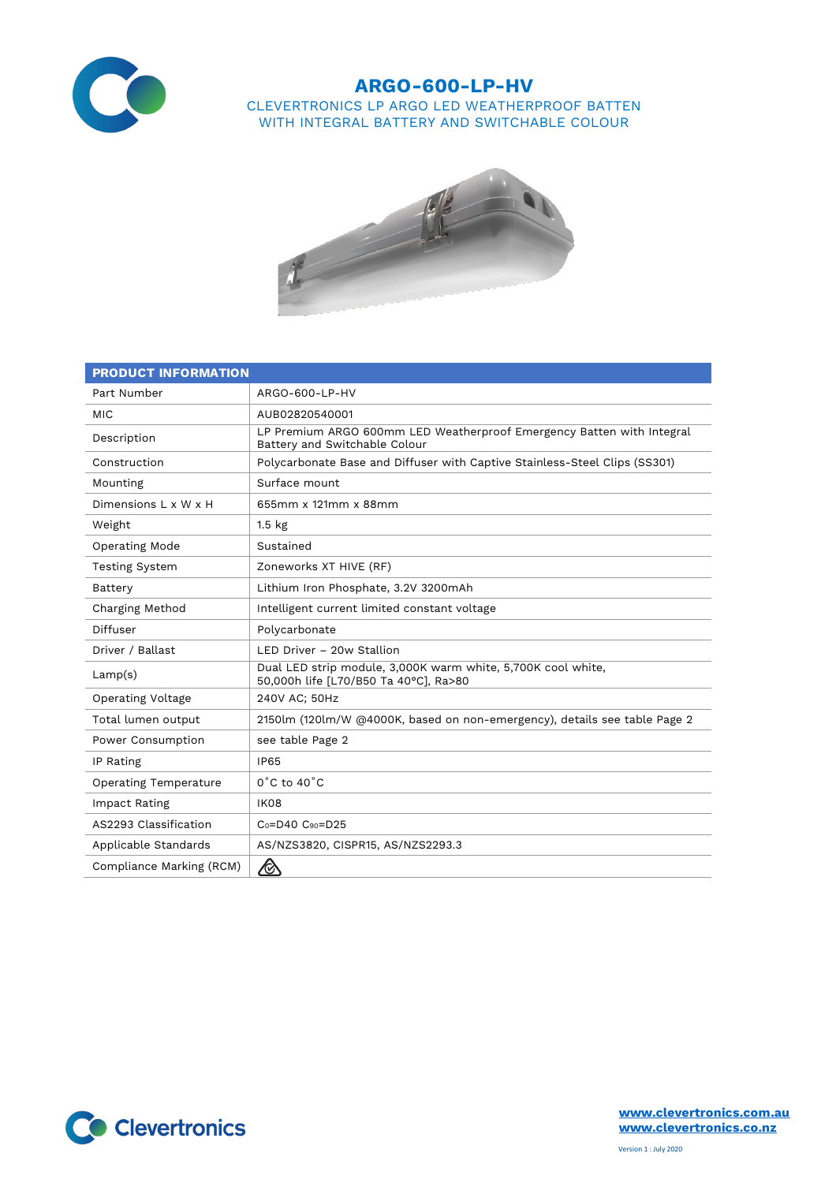# ARGO-600-LP-HV

CLEVERTRONICS LP ARGO LED WEATHERPROOF BATTEN WITH INTEGRAL BATTERY AND SWITCHABLE COLOUR

| PRODUCT INFORMATION | |
|---|---|
| Part Number | ARGO-600-LP-HV |
| MIC | AUB02820540001 |
| Description | LP Premium ARGO 600mm LED Weatherproof Emergency Batten with Integral Battery and Switchable Colour |
| Construction | Polycarbonate Base and Diffuser with Captive Stainless-Steel Clips (SS301) |
| Mounting | Surface mount |
| Dimensions L x W x H | 655mm x 121mm x 88mm |
| Weight | 1.5 kg |
| Operating Mode | Sustained |
| Testing System | Zoneworks XT HIVE (RF) |
| Battery | Lithium Iron Phosphate, 3.2V 3200mAh |
| Charging Method | Intelligent current limited constant voltage |
| Diffuser | Polycarbonate |
| Driver / Ballast | LED Driver – 20w Stallion |
| Lamp(s) | Dual LED strip module, 3,000K warm white, 5,700K cool white, 50,000h life [L70/B50 Ta 40°C], Ra>80 |
| Operating Voltage | 240V AC; 50Hz |
| Total lumen output | 2150lm (120lm/W @4000K, based on non-emergency), details see table Page 2 |
| Power Consumption | see table Page 2 |
| IP Rating | IP65 |
| Operating Temperature | 0˚C to 40˚C |
| Impact Rating | IK08 |
| AS2293 Classification | $C_0$=D40 $C_{90}$=D25 |
| Applicable Standards | AS/NZS3820, CISPR15, AS/NZS2293.3 |
| Compliance Marking (RCM) | |

Clevertronics

www.clevertronics.com.au
www.clevertronics.co.nz

Version 1 : July 2020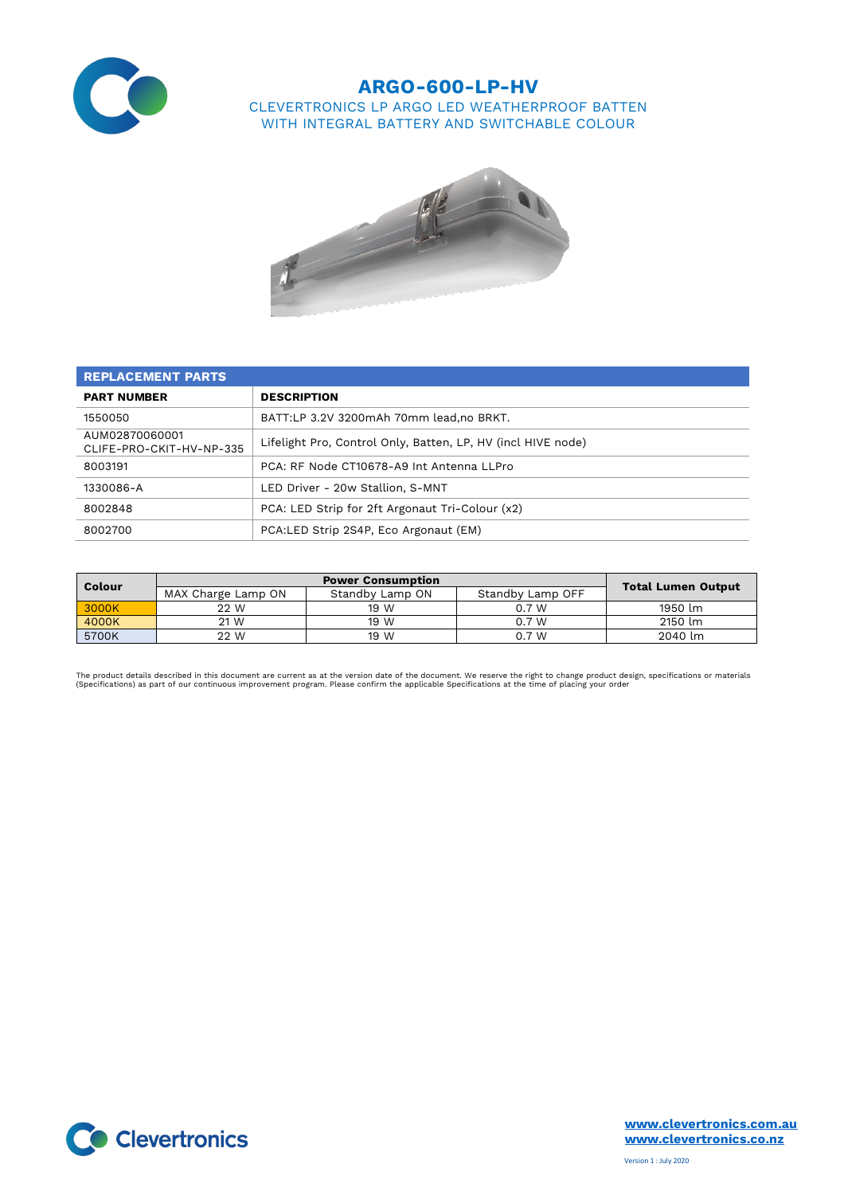# ARGO-600-LP-HV

CLEVERTRONICS LP ARGO LED WEATHERPROOF BATTEN
WITH INTEGRAL BATTERY AND SWITCHABLE COLOUR

## REPLACEMENT PARTS

| PART NUMBER | DESCRIPTION |
| --- | --- |
| 1550050 | BATT:LP 3.2V 3200mAh 70mm lead,no BRKT. |
| AUM02870060001 CLIFE-PRO-CKIT-HV-NP-335 | Lifelight Pro, Control Only, Batten, LP, HV (incl HIVE node) |
| 8003191 | PCA: RF Node CT10678-A9 Int Antenna LLPro |
| 1330086-A | LED Driver - 20w Stallion, S-MNT |
| 8002848 | PCA: LED Strip for 2ft Argonaut Tri-Colour (x2) |
| 8002700 | PCA:LED Strip 2S4P, Eco Argonaut (EM) |

| Colour | Power Consumption | | | Total Lumen Output |
| --- | --- | --- | --- | --- |
| | MAX Charge Lamp ON | Standby Lamp ON | Standby Lamp OFF | |
| 3000K | 22 W | 19 W | 0.7 W | 1950 lm |
| 4000K | 21 W | 19 W | 0.7 W | 2150 lm |
| 5700K | 22 W | 19 W | 0.7 W | 2040 lm |

The product details described in this document are current as at the version date of the document. We reserve the right to change product design, specifications or materials (Specifications) as part of our continuous improvement program. Please confirm the applicable Specifications at the time of placing your order

Clevertronics

www.clevertronics.com.au
www.clevertronics.co.nz

Version 1 : July 2020